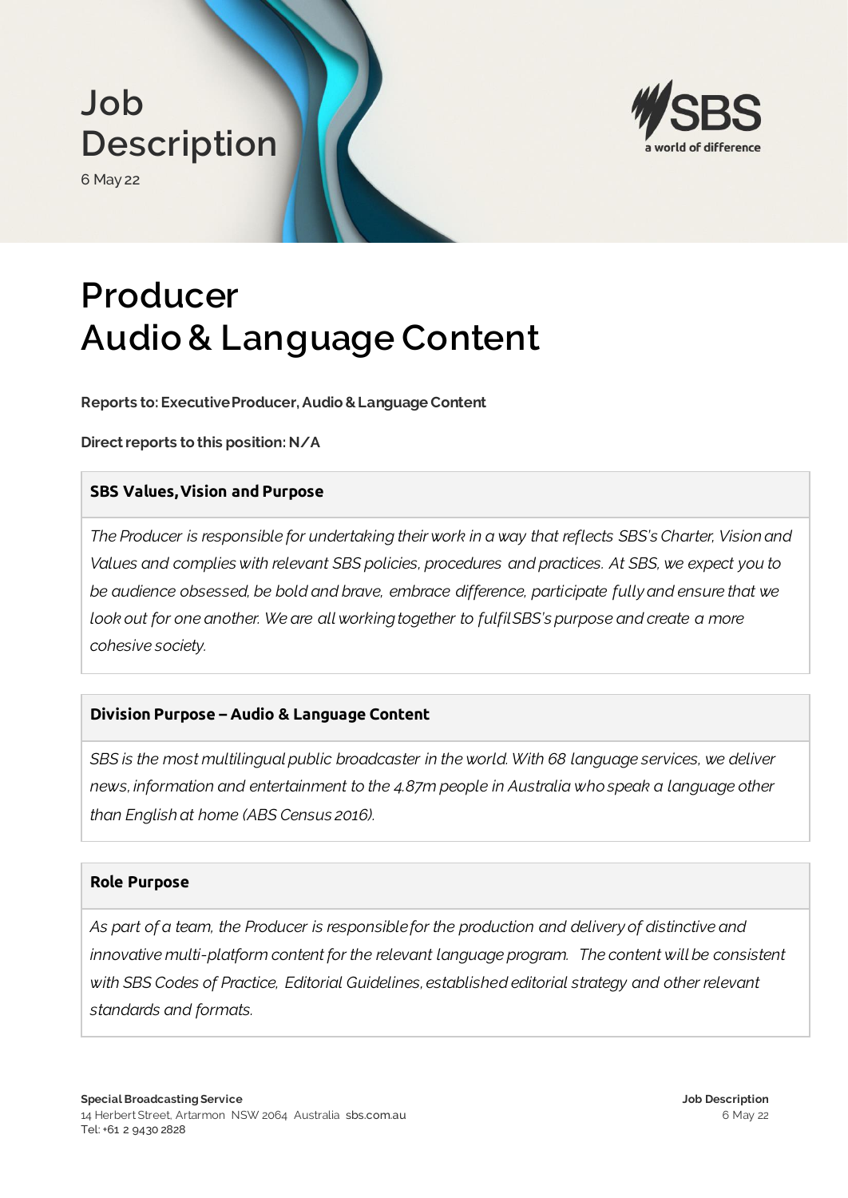# Job Description

6 May 22

# Producer
# Audio & Language Content

**Reports to: Executive Producer, Audio & Language Content**

**Direct reports to this position: N/A**

| SBS Values, Vision and Purpose |
|---|
| *The Producer is responsible for undertaking their work in a way that reflects SBS's Charter, Vision and Values and complies with relevant SBS policies, procedures and practices. At SBS, we expect you to be audience obsessed, be bold and brave, embrace difference, participate fully and ensure that we look out for one another. We are all working together to fulfil SBS's purpose and create a more cohesive society.* |

| Division Purpose – Audio & Language Content |
|---|
| *SBS is the most multilingual public broadcaster in the world. With 68 language services, we deliver news, information and entertainment to the 4.87m people in Australia who speak a language other than English at home (ABS Census 2016).* |

| Role Purpose |
|---|
| *As part of a team, the Producer is responsible for the production and delivery of distinctive and innovative multi-platform content for the relevant language program. The content will be consistent with SBS Codes of Practice, Editorial Guidelines, established editorial strategy and other relevant standards and formats.* |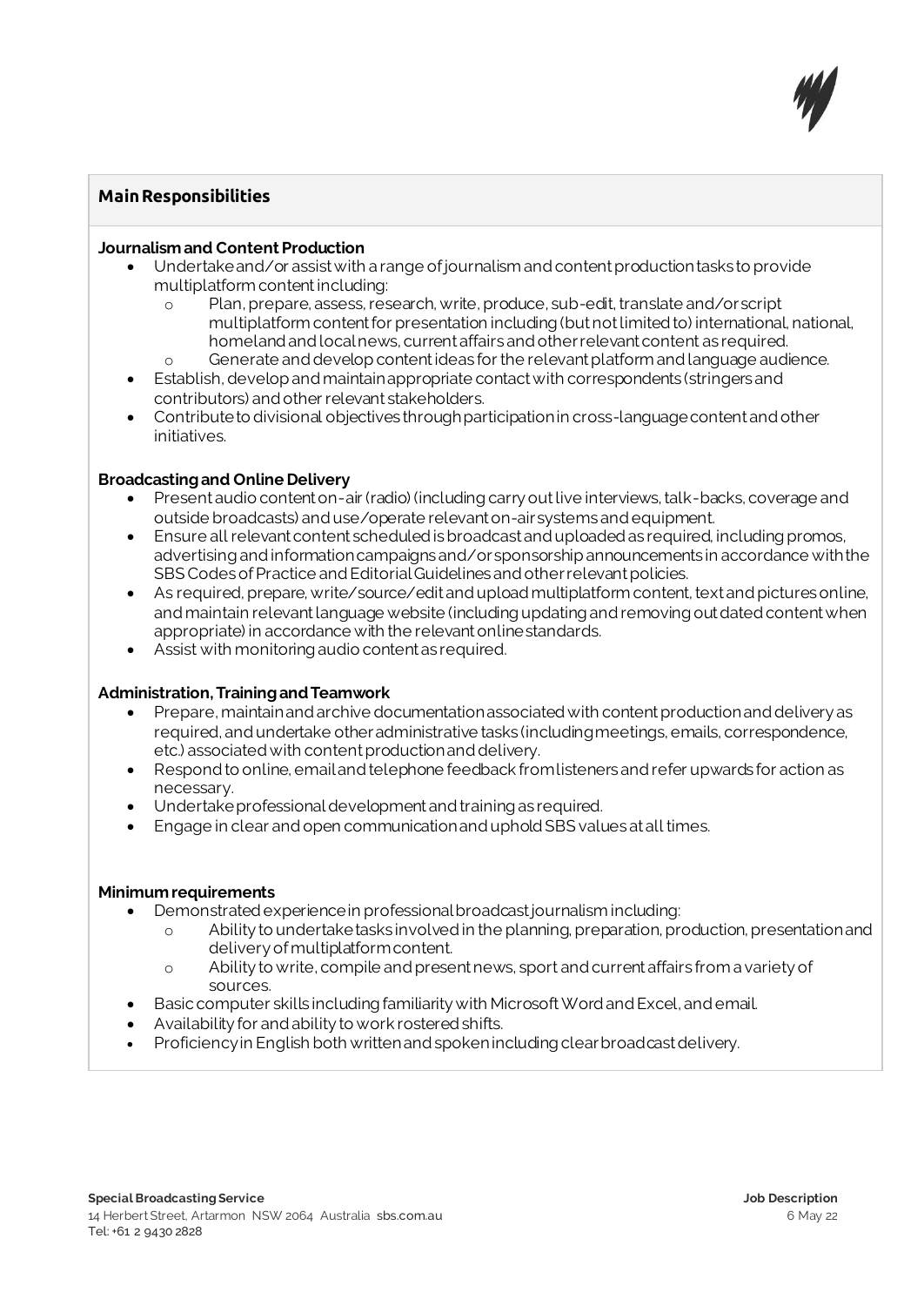## Main Responsibilities

**Journalism and Content Production**

- Undertake and/or assist with a range of journalism and content production tasks to provide multiplatform content including:
  - Plan, prepare, assess, research, write, produce, sub-edit, translate and/or script multiplatform content for presentation including (but not limited to) international, national, homeland and local news, current affairs and other relevant content as required.
  - Generate and develop content ideas for the relevant platform and language audience.
- Establish, develop and maintain appropriate contact with correspondents (stringers and contributors) and other relevant stakeholders.
- Contribute to divisional objectives through participation in cross-language content and other initiatives.

**Broadcasting and Online Delivery**

- Present audio content on-air (radio) (including carry out live interviews, talk-backs, coverage and outside broadcasts) and use/operate relevant on-air systems and equipment.
- Ensure all relevant content scheduled is broadcast and uploaded as required, including promos, advertising and information campaigns and/or sponsorship announcements in accordance with the SBS Codes of Practice and Editorial Guidelines and other relevant policies.
- As required, prepare, write/source/edit and upload multiplatform content, text and pictures online, and maintain relevant language website (including updating and removing outdated content when appropriate) in accordance with the relevant online standards.
- Assist with monitoring audio content as required.

**Administration, Training and Teamwork**

- Prepare, maintain and archive documentation associated with content production and delivery as required, and undertake other administrative tasks (including meetings, emails, correspondence, etc.) associated with content production and delivery.
- Respond to online, email and telephone feedback from listeners and refer upwards for action as necessary.
- Undertake professional development and training as required.
- Engage in clear and open communication and uphold SBS values at all times.

**Minimum requirements**

- Demonstrated experience in professional broadcast journalism including:
  - Ability to undertake tasks involved in the planning, preparation, production, presentation and delivery of multiplatform content.
  - Ability to write, compile and present news, sport and current affairs from a variety of sources.
- Basic computer skills including familiarity with Microsoft Word and Excel, and email.
- Availability for and ability to work rostered shifts.
- Proficiency in English both written and spoken including clear broadcast delivery.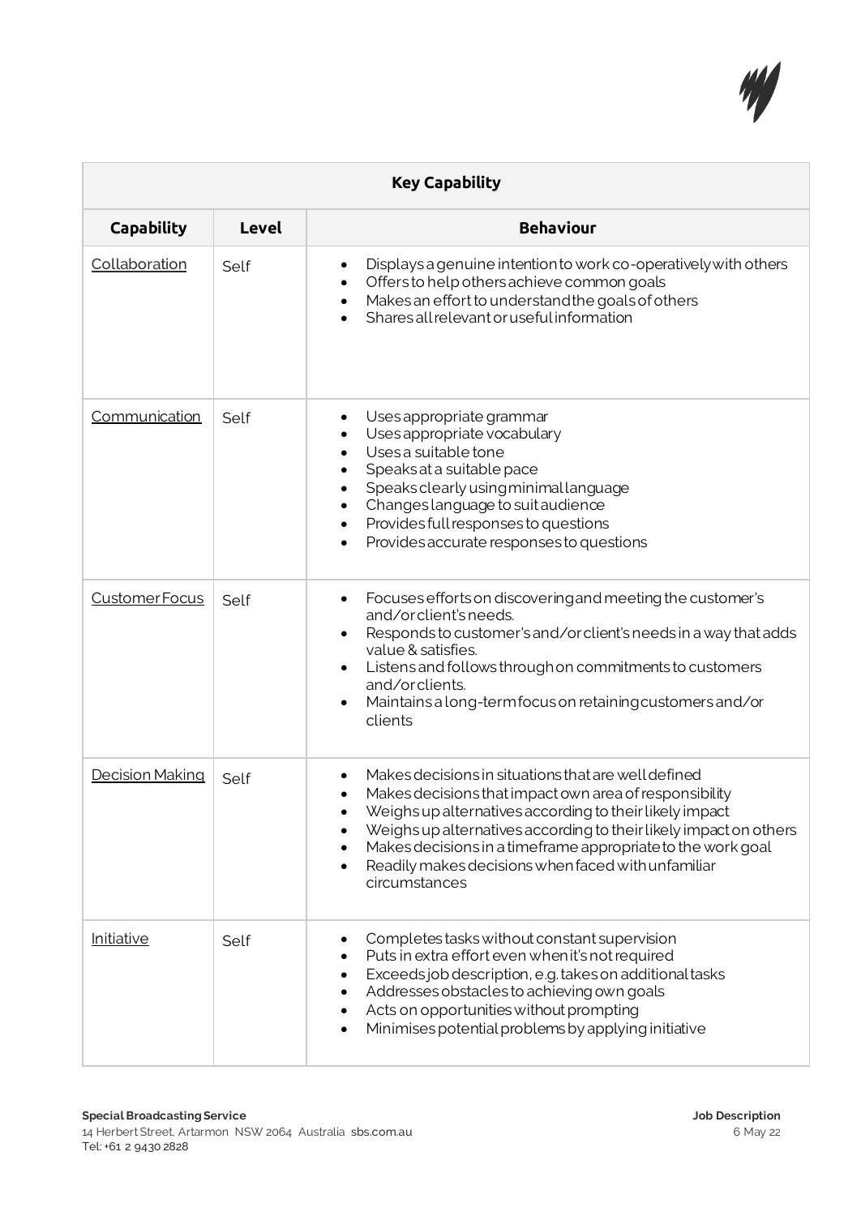| Key Capability | | |
|---|---|---|
| **Capability** | **Level** | **Behaviour** |
| Collaboration | Self | • Displays a genuine intention to work co-operatively with others<br>• Offers to help others achieve common goals<br>• Makes an effort to understand the goals of others<br>• Shares all relevant or useful information |
| Communication | Self | • Uses appropriate grammar<br>• Uses appropriate vocabulary<br>• Uses a suitable tone<br>• Speaks at a suitable pace<br>• Speaks clearly using minimal language<br>• Changes language to suit audience<br>• Provides full responses to questions<br>• Provides accurate responses to questions |
| Customer Focus | Self | • Focuses efforts on discovering and meeting the customer's and/or client's needs.<br>• Responds to customer's and/or client's needs in a way that adds value & satisfies.<br>• Listens and follows through on commitments to customers and/or clients.<br>• Maintains a long-term focus on retaining customers and/or clients |
| Decision Making | Self | • Makes decisions in situations that are well defined<br>• Makes decisions that impact own area of responsibility<br>• Weighs up alternatives according to their likely impact<br>• Weighs up alternatives according to their likely impact on others<br>• Makes decisions in a timeframe appropriate to the work goal<br>• Readily makes decisions when faced with unfamiliar circumstances |
| Initiative | Self | • Completes tasks without constant supervision<br>• Puts in extra effort even when it's not required<br>• Exceeds job description, e.g. takes on additional tasks<br>• Addresses obstacles to achieving own goals<br>• Acts on opportunities without prompting<br>• Minimises potential problems by applying initiative |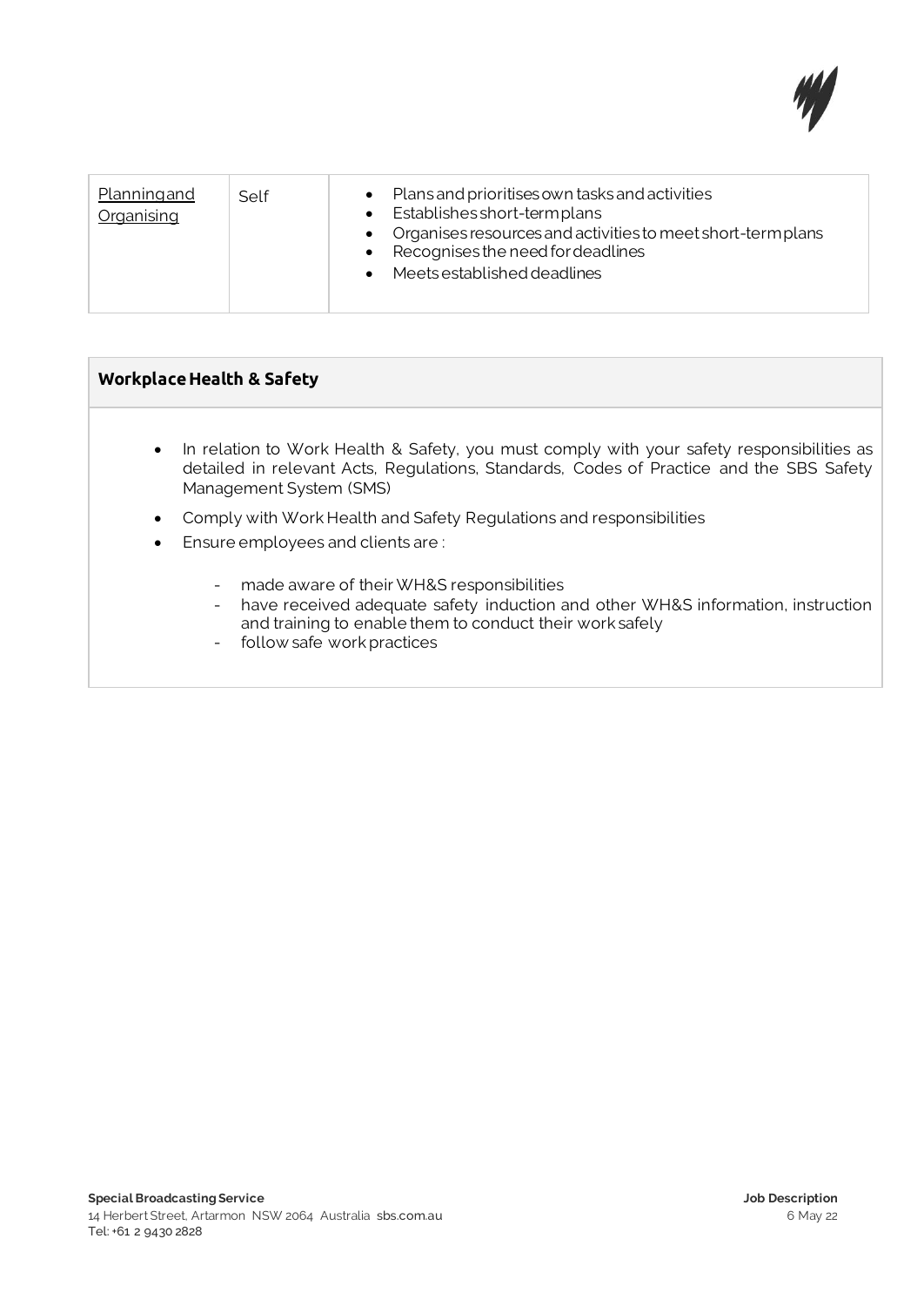| | | |
|---|---|---|
| Planning and Organising | Self | • Plans and prioritises own tasks and activities<br>• Establishes short-term plans<br>• Organises resources and activities to meet short-term plans<br>• Recognises the need for deadlines<br>• Meets established deadlines |

## Workplace Health & Safety

- In relation to Work Health & Safety, you must comply with your safety responsibilities as detailed in relevant Acts, Regulations, Standards, Codes of Practice and the SBS Safety Management System (SMS)
- Comply with Work Health and Safety Regulations and responsibilities
- Ensure employees and clients are :
    - made aware of their WH&S responsibilities
    - have received adequate safety induction and other WH&S information, instruction and training to enable them to conduct their work safely
    - follow safe work practices